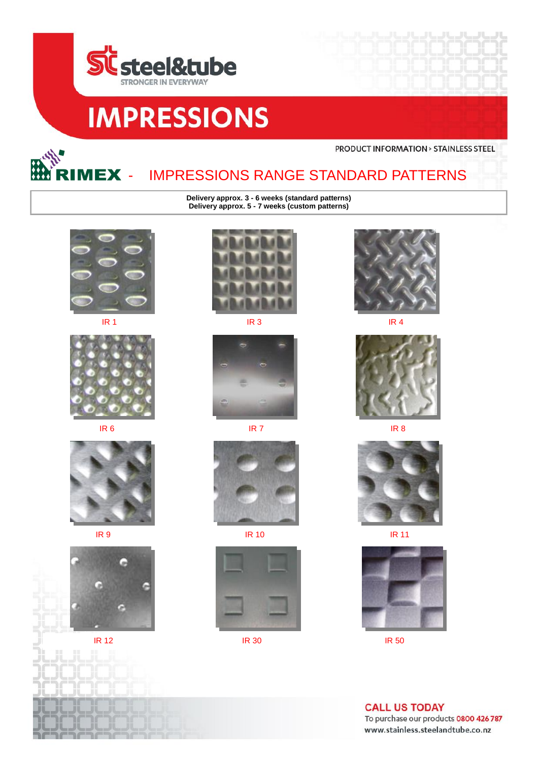steel&tube

STRONGER IN EVERYWAY

# IMPRESSIONS

PRODUCT INFORMATION > STAINLESS STEEL

## RIMEX - IMPRESSIONS RANGE STANDARD PATTERNS

**Delivery approx. 3 - 6 weeks (standard patterns)**
**Delivery approx. 5 - 7 weeks (custom patterns)**

IR 1

IR 3

IR 4

IR 6

IR 7

IR 8

IR 9

IR 10

IR 11

IR 12

IR 30

IR 50

**CALL US TODAY**

To purchase our products 0800 426 787

www.stainless.steelandtube.co.nz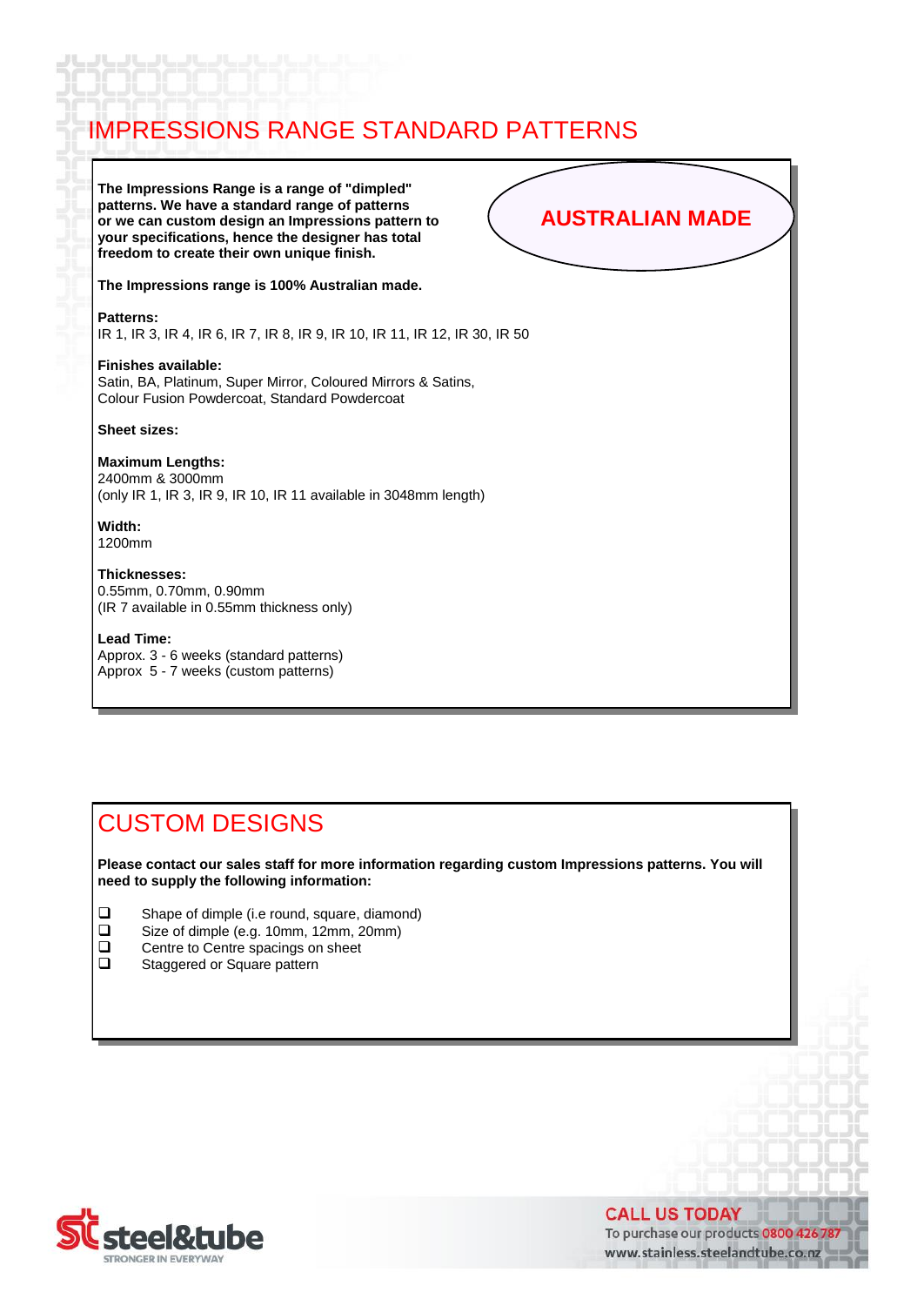# IMPRESSIONS RANGE STANDARD PATTERNS

**AUSTRALIAN MADE**

**The Impressions Range is a range of "dimpled" patterns. We have a standard range of patterns or we can custom design an Impressions pattern to your specifications, hence the designer has total freedom to create their own unique finish.**

**The Impressions range is 100% Australian made.**

**Patterns:**
IR 1, IR 3, IR 4, IR 6, IR 7, IR 8, IR 9, IR 10, IR 11, IR 12, IR 30, IR 50

**Finishes available:**
Satin, BA, Platinum, Super Mirror, Coloured Mirrors & Satins,
Colour Fusion Powdercoat, Standard Powdercoat

**Sheet sizes:**

**Maximum Lengths:**
2400mm & 3000mm
(only IR 1, IR 3, IR 9, IR 10, IR 11 available in 3048mm length)

**Width:**
1200mm

**Thicknesses:**
0.55mm, 0.70mm, 0.90mm
(IR 7 available in 0.55mm thickness only)

**Lead Time:**
Approx. 3 - 6 weeks (standard patterns)
Approx 5 - 7 weeks (custom patterns)

## CUSTOM DESIGNS

**Please contact our sales staff for more information regarding custom Impressions patterns. You will need to supply the following information:**

- ❑ Shape of dimple (i.e round, square, diamond)
- ❑ Size of dimple (e.g. 10mm, 12mm, 20mm)
- ❑ Centre to Centre spacings on sheet
- ❑ Staggered or Square pattern

steel&tube
STRONGER IN EVERYWAY

CALL US TODAY
To purchase our products 0800 426 787
www.stainless.steelandtube.co.nz